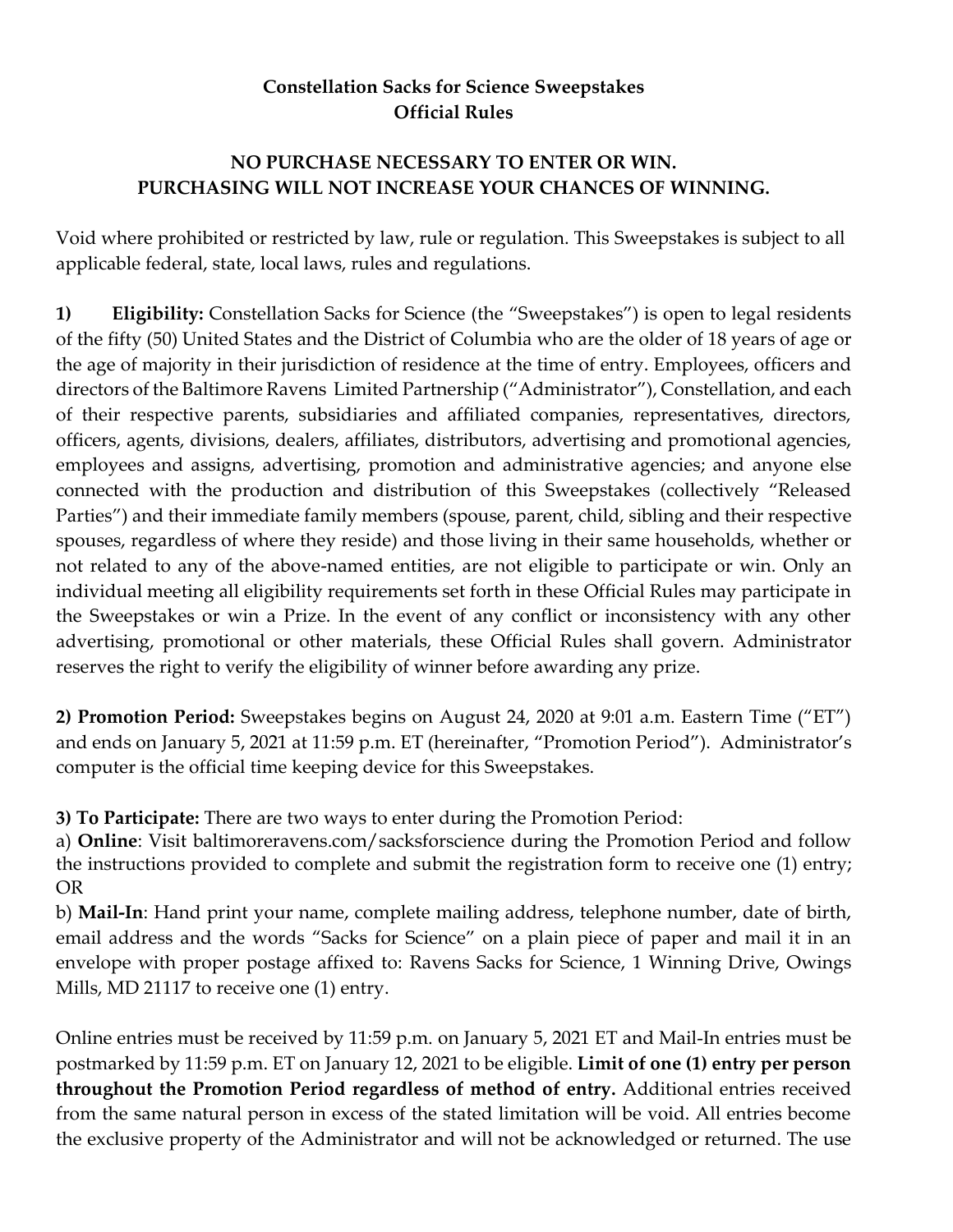**Constellation Sacks for Science Sweepstakes**
**Official Rules**

**NO PURCHASE NECESSARY TO ENTER OR WIN.**
**PURCHASING WILL NOT INCREASE YOUR CHANCES OF WINNING.**

Void where prohibited or restricted by law, rule or regulation. This Sweepstakes is subject to all applicable federal, state, local laws, rules and regulations.

**1) Eligibility:** Constellation Sacks for Science (the "Sweepstakes") is open to legal residents of the fifty (50) United States and the District of Columbia who are the older of 18 years of age or the age of majority in their jurisdiction of residence at the time of entry. Employees, officers and directors of the Baltimore Ravens Limited Partnership ("Administrator"), Constellation, and each of their respective parents, subsidiaries and affiliated companies, representatives, directors, officers, agents, divisions, dealers, affiliates, distributors, advertising and promotional agencies, employees and assigns, advertising, promotion and administrative agencies; and anyone else connected with the production and distribution of this Sweepstakes (collectively "Released Parties") and their immediate family members (spouse, parent, child, sibling and their respective spouses, regardless of where they reside) and those living in their same households, whether or not related to any of the above-named entities, are not eligible to participate or win. Only an individual meeting all eligibility requirements set forth in these Official Rules may participate in the Sweepstakes or win a Prize. In the event of any conflict or inconsistency with any other advertising, promotional or other materials, these Official Rules shall govern. Administrator reserves the right to verify the eligibility of winner before awarding any prize.

**2) Promotion Period:** Sweepstakes begins on August 24, 2020 at 9:01 a.m. Eastern Time ("ET") and ends on January 5, 2021 at 11:59 p.m. ET (hereinafter, "Promotion Period"). Administrator's computer is the official time keeping device for this Sweepstakes.

**3) To Participate:** There are two ways to enter during the Promotion Period:

a) **Online**: Visit baltimoreravens.com/sacksforscience during the Promotion Period and follow the instructions provided to complete and submit the registration form to receive one (1) entry; OR

b) **Mail-In**: Hand print your name, complete mailing address, telephone number, date of birth, email address and the words "Sacks for Science" on a plain piece of paper and mail it in an envelope with proper postage affixed to: Ravens Sacks for Science, 1 Winning Drive, Owings Mills, MD 21117 to receive one (1) entry.

Online entries must be received by 11:59 p.m. on January 5, 2021 ET and Mail-In entries must be postmarked by 11:59 p.m. ET on January 12, 2021 to be eligible. **Limit of one (1) entry per person throughout the Promotion Period regardless of method of entry.** Additional entries received from the same natural person in excess of the stated limitation will be void. All entries become the exclusive property of the Administrator and will not be acknowledged or returned. The use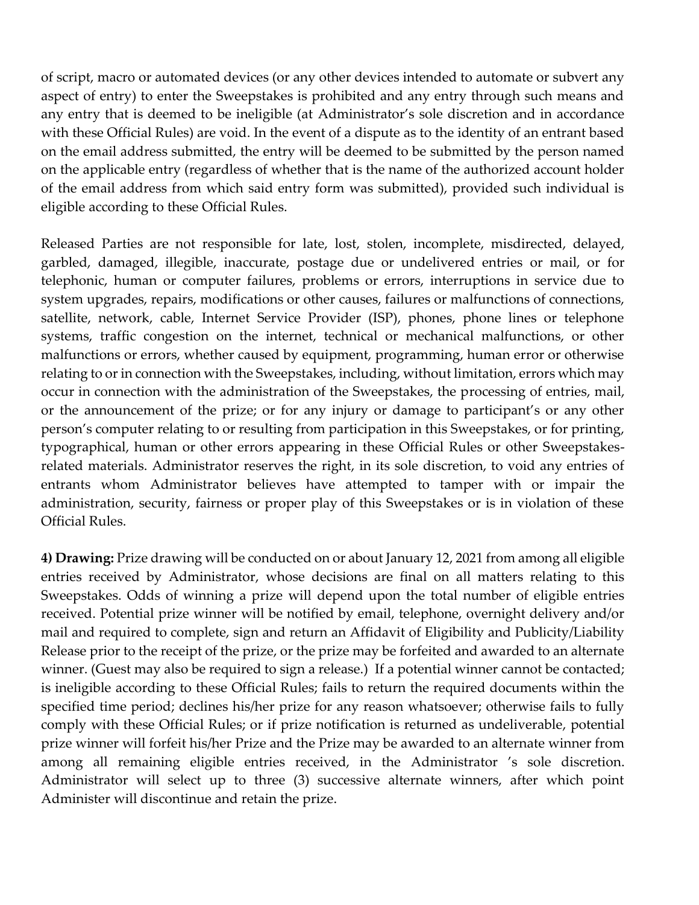of script, macro or automated devices (or any other devices intended to automate or subvert any aspect of entry) to enter the Sweepstakes is prohibited and any entry through such means and any entry that is deemed to be ineligible (at Administrator's sole discretion and in accordance with these Official Rules) are void. In the event of a dispute as to the identity of an entrant based on the email address submitted, the entry will be deemed to be submitted by the person named on the applicable entry (regardless of whether that is the name of the authorized account holder of the email address from which said entry form was submitted), provided such individual is eligible according to these Official Rules.

Released Parties are not responsible for late, lost, stolen, incomplete, misdirected, delayed, garbled, damaged, illegible, inaccurate, postage due or undelivered entries or mail, or for telephonic, human or computer failures, problems or errors, interruptions in service due to system upgrades, repairs, modifications or other causes, failures or malfunctions of connections, satellite, network, cable, Internet Service Provider (ISP), phones, phone lines or telephone systems, traffic congestion on the internet, technical or mechanical malfunctions, or other malfunctions or errors, whether caused by equipment, programming, human error or otherwise relating to or in connection with the Sweepstakes, including, without limitation, errors which may occur in connection with the administration of the Sweepstakes, the processing of entries, mail, or the announcement of the prize; or for any injury or damage to participant's or any other person's computer relating to or resulting from participation in this Sweepstakes, or for printing, typographical, human or other errors appearing in these Official Rules or other Sweepstakes-related materials. Administrator reserves the right, in its sole discretion, to void any entries of entrants whom Administrator believes have attempted to tamper with or impair the administration, security, fairness or proper play of this Sweepstakes or is in violation of these Official Rules.

**4) Drawing:** Prize drawing will be conducted on or about January 12, 2021 from among all eligible entries received by Administrator, whose decisions are final on all matters relating to this Sweepstakes. Odds of winning a prize will depend upon the total number of eligible entries received. Potential prize winner will be notified by email, telephone, overnight delivery and/or mail and required to complete, sign and return an Affidavit of Eligibility and Publicity/Liability Release prior to the receipt of the prize, or the prize may be forfeited and awarded to an alternate winner. (Guest may also be required to sign a release.) If a potential winner cannot be contacted; is ineligible according to these Official Rules; fails to return the required documents within the specified time period; declines his/her prize for any reason whatsoever; otherwise fails to fully comply with these Official Rules; or if prize notification is returned as undeliverable, potential prize winner will forfeit his/her Prize and the Prize may be awarded to an alternate winner from among all remaining eligible entries received, in the Administrator 's sole discretion. Administrator will select up to three (3) successive alternate winners, after which point Administer will discontinue and retain the prize.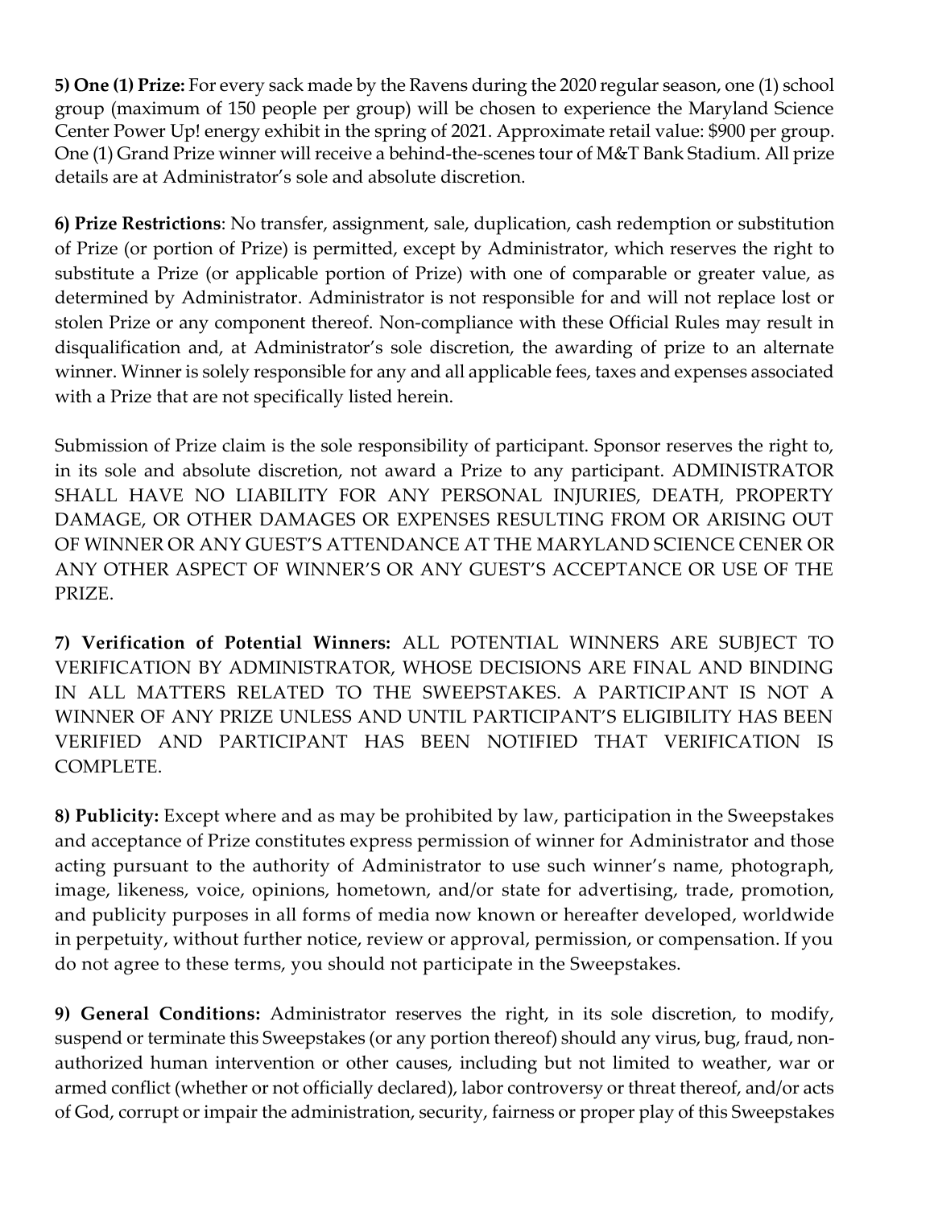**5) One (1) Prize:** For every sack made by the Ravens during the 2020 regular season, one (1) school group (maximum of 150 people per group) will be chosen to experience the Maryland Science Center Power Up! energy exhibit in the spring of 2021. Approximate retail value: $900 per group. One (1) Grand Prize winner will receive a behind-the-scenes tour of M&T Bank Stadium. All prize details are at Administrator's sole and absolute discretion.

**6) Prize Restrictions**: No transfer, assignment, sale, duplication, cash redemption or substitution of Prize (or portion of Prize) is permitted, except by Administrator, which reserves the right to substitute a Prize (or applicable portion of Prize) with one of comparable or greater value, as determined by Administrator. Administrator is not responsible for and will not replace lost or stolen Prize or any component thereof. Non-compliance with these Official Rules may result in disqualification and, at Administrator's sole discretion, the awarding of prize to an alternate winner. Winner is solely responsible for any and all applicable fees, taxes and expenses associated with a Prize that are not specifically listed herein.

Submission of Prize claim is the sole responsibility of participant. Sponsor reserves the right to, in its sole and absolute discretion, not award a Prize to any participant. ADMINISTRATOR SHALL HAVE NO LIABILITY FOR ANY PERSONAL INJURIES, DEATH, PROPERTY DAMAGE, OR OTHER DAMAGES OR EXPENSES RESULTING FROM OR ARISING OUT OF WINNER OR ANY GUEST'S ATTENDANCE AT THE MARYLAND SCIENCE CENER OR ANY OTHER ASPECT OF WINNER'S OR ANY GUEST'S ACCEPTANCE OR USE OF THE PRIZE.

**7) Verification of Potential Winners:** ALL POTENTIAL WINNERS ARE SUBJECT TO VERIFICATION BY ADMINISTRATOR, WHOSE DECISIONS ARE FINAL AND BINDING IN ALL MATTERS RELATED TO THE SWEEPSTAKES. A PARTICIPANT IS NOT A WINNER OF ANY PRIZE UNLESS AND UNTIL PARTICIPANT'S ELIGIBILITY HAS BEEN VERIFIED AND PARTICIPANT HAS BEEN NOTIFIED THAT VERIFICATION IS COMPLETE.

**8) Publicity:** Except where and as may be prohibited by law, participation in the Sweepstakes and acceptance of Prize constitutes express permission of winner for Administrator and those acting pursuant to the authority of Administrator to use such winner's name, photograph, image, likeness, voice, opinions, hometown, and/or state for advertising, trade, promotion, and publicity purposes in all forms of media now known or hereafter developed, worldwide in perpetuity, without further notice, review or approval, permission, or compensation. If you do not agree to these terms, you should not participate in the Sweepstakes.

**9) General Conditions:** Administrator reserves the right, in its sole discretion, to modify, suspend or terminate this Sweepstakes (or any portion thereof) should any virus, bug, fraud, non-authorized human intervention or other causes, including but not limited to weather, war or armed conflict (whether or not officially declared), labor controversy or threat thereof, and/or acts of God, corrupt or impair the administration, security, fairness or proper play of this Sweepstakes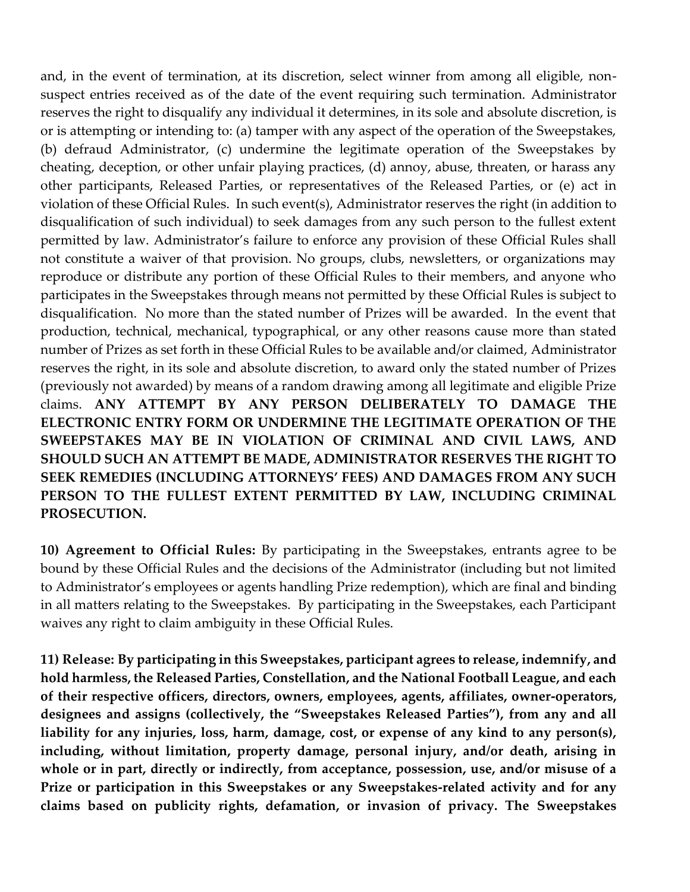and, in the event of termination, at its discretion, select winner from among all eligible, non-suspect entries received as of the date of the event requiring such termination. Administrator reserves the right to disqualify any individual it determines, in its sole and absolute discretion, is or is attempting or intending to: (a) tamper with any aspect of the operation of the Sweepstakes, (b) defraud Administrator, (c) undermine the legitimate operation of the Sweepstakes by cheating, deception, or other unfair playing practices, (d) annoy, abuse, threaten, or harass any other participants, Released Parties, or representatives of the Released Parties, or (e) act in violation of these Official Rules. In such event(s), Administrator reserves the right (in addition to disqualification of such individual) to seek damages from any such person to the fullest extent permitted by law. Administrator's failure to enforce any provision of these Official Rules shall not constitute a waiver of that provision. No groups, clubs, newsletters, or organizations may reproduce or distribute any portion of these Official Rules to their members, and anyone who participates in the Sweepstakes through means not permitted by these Official Rules is subject to disqualification. No more than the stated number of Prizes will be awarded. In the event that production, technical, mechanical, typographical, or any other reasons cause more than stated number of Prizes as set forth in these Official Rules to be available and/or claimed, Administrator reserves the right, in its sole and absolute discretion, to award only the stated number of Prizes (previously not awarded) by means of a random drawing among all legitimate and eligible Prize claims. **ANY ATTEMPT BY ANY PERSON DELIBERATELY TO DAMAGE THE ELECTRONIC ENTRY FORM OR UNDERMINE THE LEGITIMATE OPERATION OF THE SWEEPSTAKES MAY BE IN VIOLATION OF CRIMINAL AND CIVIL LAWS, AND SHOULD SUCH AN ATTEMPT BE MADE, ADMINISTRATOR RESERVES THE RIGHT TO SEEK REMEDIES (INCLUDING ATTORNEYS' FEES) AND DAMAGES FROM ANY SUCH PERSON TO THE FULLEST EXTENT PERMITTED BY LAW, INCLUDING CRIMINAL PROSECUTION.**

**10) Agreement to Official Rules:** By participating in the Sweepstakes, entrants agree to be bound by these Official Rules and the decisions of the Administrator (including but not limited to Administrator's employees or agents handling Prize redemption), which are final and binding in all matters relating to the Sweepstakes. By participating in the Sweepstakes, each Participant waives any right to claim ambiguity in these Official Rules.

**11) Release: By participating in this Sweepstakes, participant agrees to release, indemnify, and hold harmless, the Released Parties, Constellation, and the National Football League, and each of their respective officers, directors, owners, employees, agents, affiliates, owner-operators, designees and assigns (collectively, the "Sweepstakes Released Parties"), from any and all liability for any injuries, loss, harm, damage, cost, or expense of any kind to any person(s), including, without limitation, property damage, personal injury, and/or death, arising in whole or in part, directly or indirectly, from acceptance, possession, use, and/or misuse of a Prize or participation in this Sweepstakes or any Sweepstakes-related activity and for any claims based on publicity rights, defamation, or invasion of privacy. The Sweepstakes**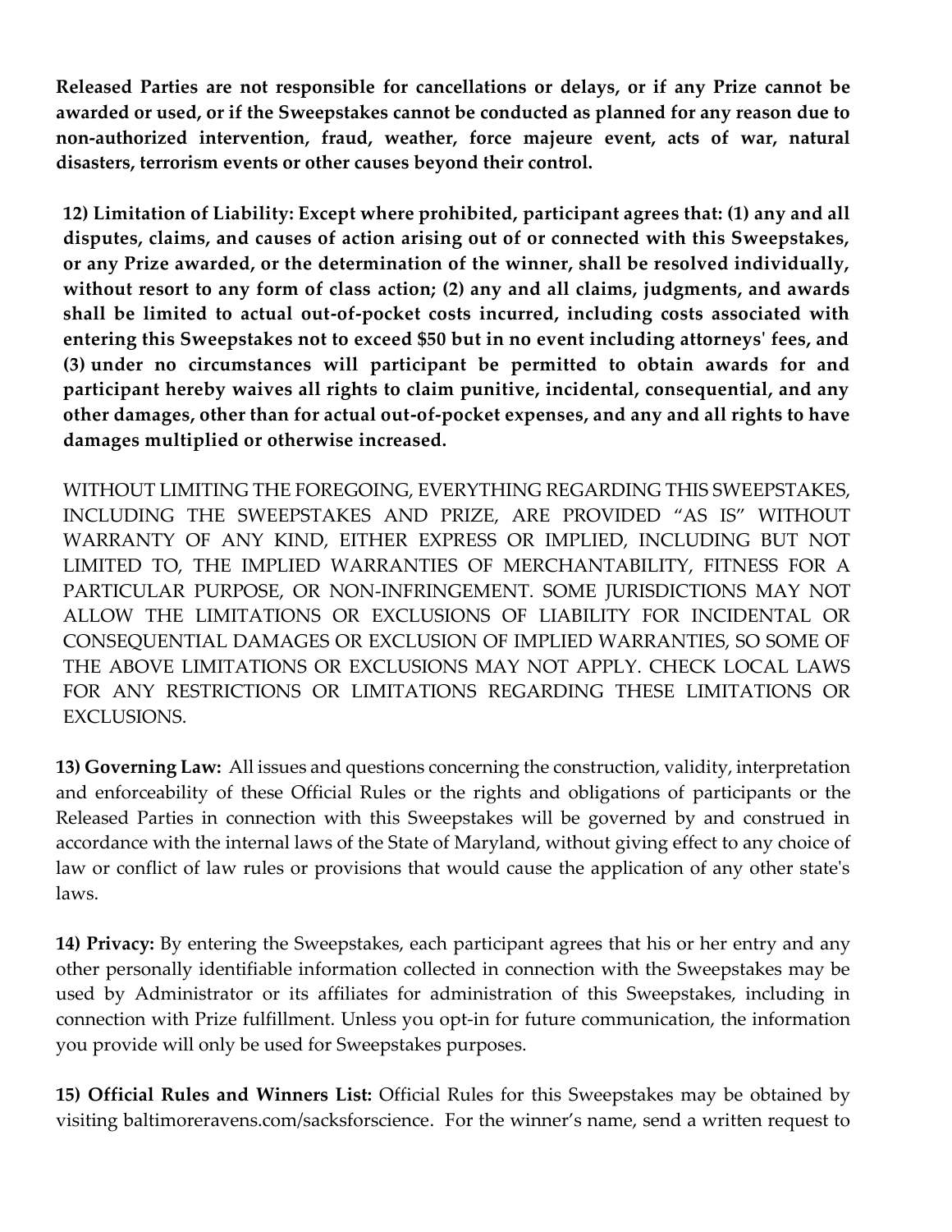**Released Parties are not responsible for cancellations or delays, or if any Prize cannot be awarded or used, or if the Sweepstakes cannot be conducted as planned for any reason due to non-authorized intervention, fraud, weather, force majeure event, acts of war, natural disasters, terrorism events or other causes beyond their control.**

**12) Limitation of Liability: Except where prohibited, participant agrees that: (1) any and all disputes, claims, and causes of action arising out of or connected with this Sweepstakes, or any Prize awarded, or the determination of the winner, shall be resolved individually, without resort to any form of class action; (2) any and all claims, judgments, and awards shall be limited to actual out-of-pocket costs incurred, including costs associated with entering this Sweepstakes not to exceed $50 but in no event including attorneys' fees, and (3) under no circumstances will participant be permitted to obtain awards for and participant hereby waives all rights to claim punitive, incidental, consequential, and any other damages, other than for actual out-of-pocket expenses, and any and all rights to have damages multiplied or otherwise increased.**

WITHOUT LIMITING THE FOREGOING, EVERYTHING REGARDING THIS SWEEPSTAKES, INCLUDING THE SWEEPSTAKES AND PRIZE, ARE PROVIDED "AS IS" WITHOUT WARRANTY OF ANY KIND, EITHER EXPRESS OR IMPLIED, INCLUDING BUT NOT LIMITED TO, THE IMPLIED WARRANTIES OF MERCHANTABILITY, FITNESS FOR A PARTICULAR PURPOSE, OR NON-INFRINGEMENT. SOME JURISDICTIONS MAY NOT ALLOW THE LIMITATIONS OR EXCLUSIONS OF LIABILITY FOR INCIDENTAL OR CONSEQUENTIAL DAMAGES OR EXCLUSION OF IMPLIED WARRANTIES, SO SOME OF THE ABOVE LIMITATIONS OR EXCLUSIONS MAY NOT APPLY. CHECK LOCAL LAWS FOR ANY RESTRICTIONS OR LIMITATIONS REGARDING THESE LIMITATIONS OR EXCLUSIONS.

**13) Governing Law:** All issues and questions concerning the construction, validity, interpretation and enforceability of these Official Rules or the rights and obligations of participants or the Released Parties in connection with this Sweepstakes will be governed by and construed in accordance with the internal laws of the State of Maryland, without giving effect to any choice of law or conflict of law rules or provisions that would cause the application of any other state's laws.

**14) Privacy:** By entering the Sweepstakes, each participant agrees that his or her entry and any other personally identifiable information collected in connection with the Sweepstakes may be used by Administrator or its affiliates for administration of this Sweepstakes, including in connection with Prize fulfillment. Unless you opt-in for future communication, the information you provide will only be used for Sweepstakes purposes.

**15) Official Rules and Winners List:** Official Rules for this Sweepstakes may be obtained by visiting baltimoreravens.com/sacksforscience. For the winner's name, send a written request to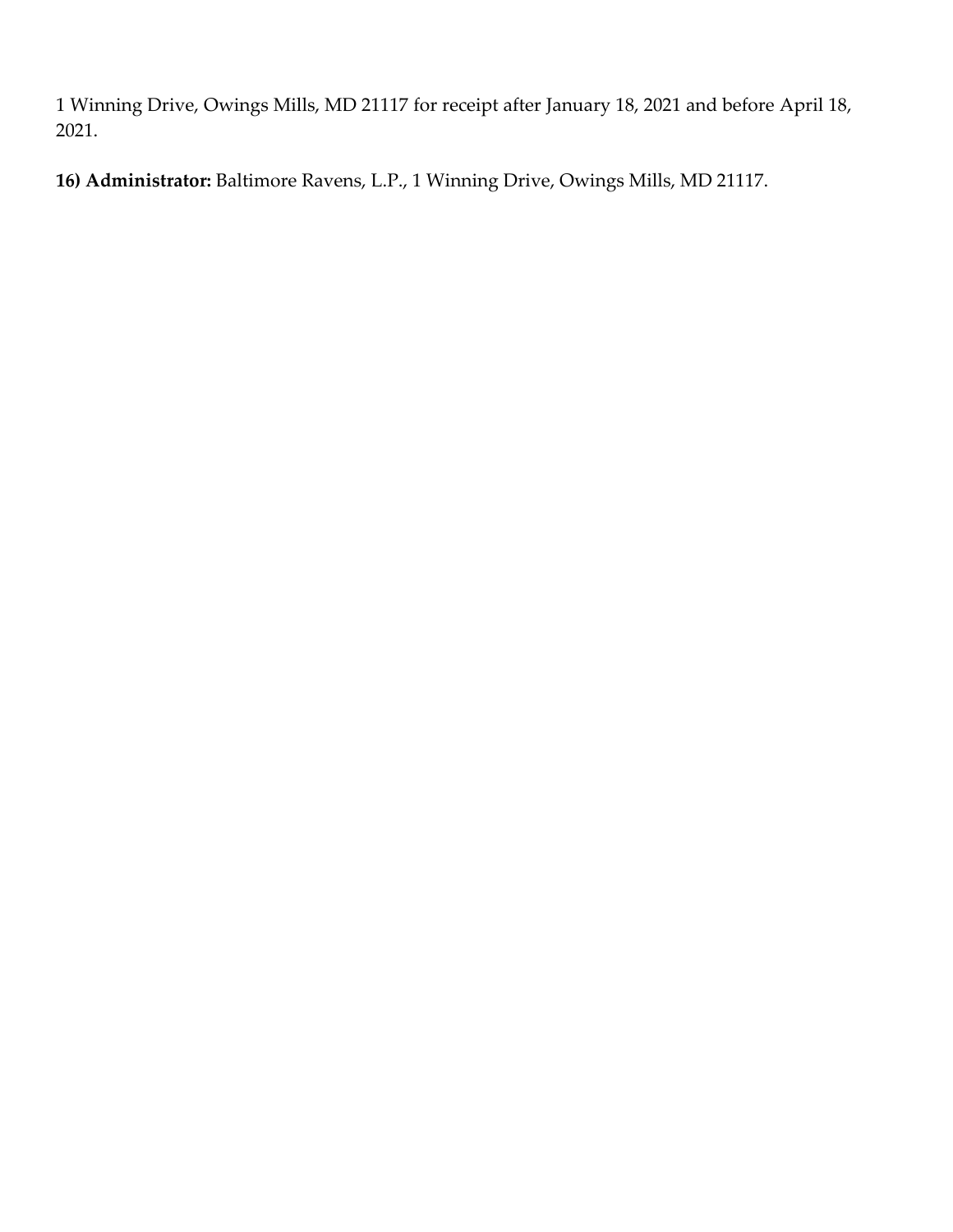1 Winning Drive, Owings Mills, MD 21117 for receipt after January 18, 2021 and before April 18, 2021.

**16) Administrator:** Baltimore Ravens, L.P., 1 Winning Drive, Owings Mills, MD 21117.